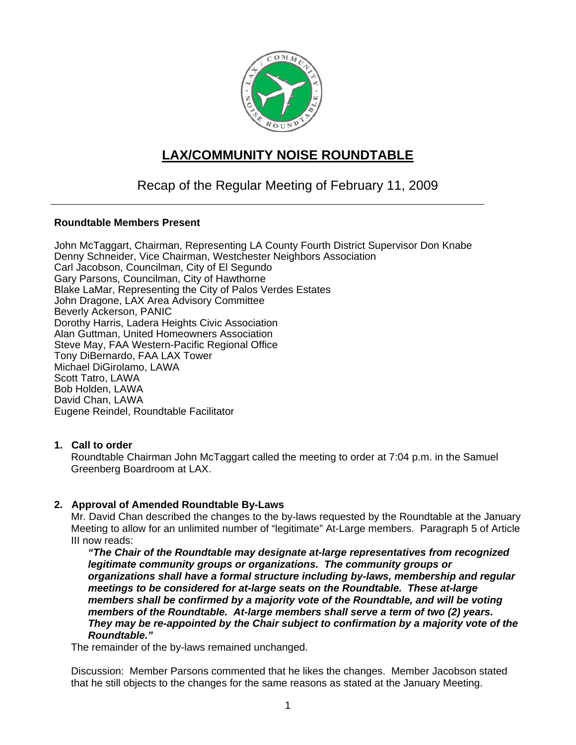# LAX/COMMUNITY NOISE ROUNDTABLE

## Recap of the Regular Meeting of February 11, 2009

---

**Roundtable Members Present**

John McTaggart, Chairman, Representing LA County Fourth District Supervisor Don Knabe
Denny Schneider, Vice Chairman, Westchester Neighbors Association
Carl Jacobson, Councilman, City of El Segundo
Gary Parsons, Councilman, City of Hawthorne
Blake LaMar, Representing the City of Palos Verdes Estates
John Dragone, LAX Area Advisory Committee
Beverly Ackerson, PANIC
Dorothy Harris, Ladera Heights Civic Association
Alan Guttman, United Homeowners Association
Steve May, FAA Western-Pacific Regional Office
Tony DiBernardo, FAA LAX Tower
Michael DiGirolamo, LAWA
Scott Tatro, LAWA
Bob Holden, LAWA
David Chan, LAWA
Eugene Reindel, Roundtable Facilitator

1. **Call to order**
   Roundtable Chairman John McTaggart called the meeting to order at 7:04 p.m. in the Samuel Greenberg Boardroom at LAX.

2. **Approval of Amended Roundtable By-Laws**
   Mr. David Chan described the changes to the by-laws requested by the Roundtable at the January Meeting to allow for an unlimited number of "legitimate" At-Large members. Paragraph 5 of Article III now reads:

   ***"The Chair of the Roundtable may designate at-large representatives from recognized legitimate community groups or organizations. The community groups or organizations shall have a formal structure including by-laws, membership and regular meetings to be considered for at-large seats on the Roundtable. These at-large members shall be confirmed by a majority vote of the Roundtable, and will be voting members of the Roundtable. At-large members shall serve a term of two (2) years. They may be re-appointed by the Chair subject to confirmation by a majority vote of the Roundtable."***

   The remainder of the by-laws remained unchanged.

   Discussion: Member Parsons commented that he likes the changes. Member Jacobson stated that he still objects to the changes for the same reasons as stated at the January Meeting.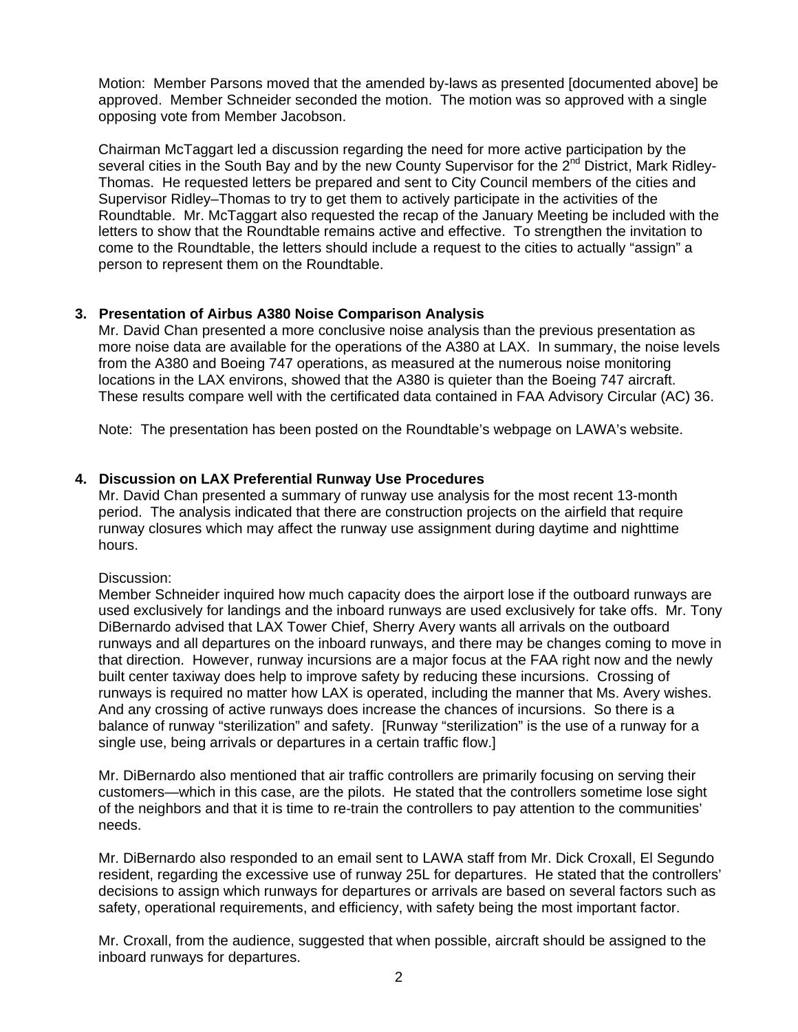Motion: Member Parsons moved that the amended by-laws as presented [documented above] be approved. Member Schneider seconded the motion. The motion was so approved with a single opposing vote from Member Jacobson.

Chairman McTaggart led a discussion regarding the need for more active participation by the several cities in the South Bay and by the new County Supervisor for the 2nd District, Mark Ridley-Thomas. He requested letters be prepared and sent to City Council members of the cities and Supervisor Ridley–Thomas to try to get them to actively participate in the activities of the Roundtable. Mr. McTaggart also requested the recap of the January Meeting be included with the letters to show that the Roundtable remains active and effective. To strengthen the invitation to come to the Roundtable, the letters should include a request to the cities to actually "assign" a person to represent them on the Roundtable.

### 3. Presentation of Airbus A380 Noise Comparison Analysis

Mr. David Chan presented a more conclusive noise analysis than the previous presentation as more noise data are available for the operations of the A380 at LAX. In summary, the noise levels from the A380 and Boeing 747 operations, as measured at the numerous noise monitoring locations in the LAX environs, showed that the A380 is quieter than the Boeing 747 aircraft. These results compare well with the certificated data contained in FAA Advisory Circular (AC) 36.

Note: The presentation has been posted on the Roundtable's webpage on LAWA's website.

### 4. Discussion on LAX Preferential Runway Use Procedures

Mr. David Chan presented a summary of runway use analysis for the most recent 13-month period. The analysis indicated that there are construction projects on the airfield that require runway closures which may affect the runway use assignment during daytime and nighttime hours.

Discussion:
Member Schneider inquired how much capacity does the airport lose if the outboard runways are used exclusively for landings and the inboard runways are used exclusively for take offs. Mr. Tony DiBernardo advised that LAX Tower Chief, Sherry Avery wants all arrivals on the outboard runways and all departures on the inboard runways, and there may be changes coming to move in that direction. However, runway incursions are a major focus at the FAA right now and the newly built center taxiway does help to improve safety by reducing these incursions. Crossing of runways is required no matter how LAX is operated, including the manner that Ms. Avery wishes. And any crossing of active runways does increase the chances of incursions. So there is a balance of runway "sterilization" and safety. [Runway "sterilization" is the use of a runway for a single use, being arrivals or departures in a certain traffic flow.]

Mr. DiBernardo also mentioned that air traffic controllers are primarily focusing on serving their customers—which in this case, are the pilots. He stated that the controllers sometime lose sight of the neighbors and that it is time to re-train the controllers to pay attention to the communities' needs.

Mr. DiBernardo also responded to an email sent to LAWA staff from Mr. Dick Croxall, El Segundo resident, regarding the excessive use of runway 25L for departures. He stated that the controllers' decisions to assign which runways for departures or arrivals are based on several factors such as safety, operational requirements, and efficiency, with safety being the most important factor.

Mr. Croxall, from the audience, suggested that when possible, aircraft should be assigned to the inboard runways for departures.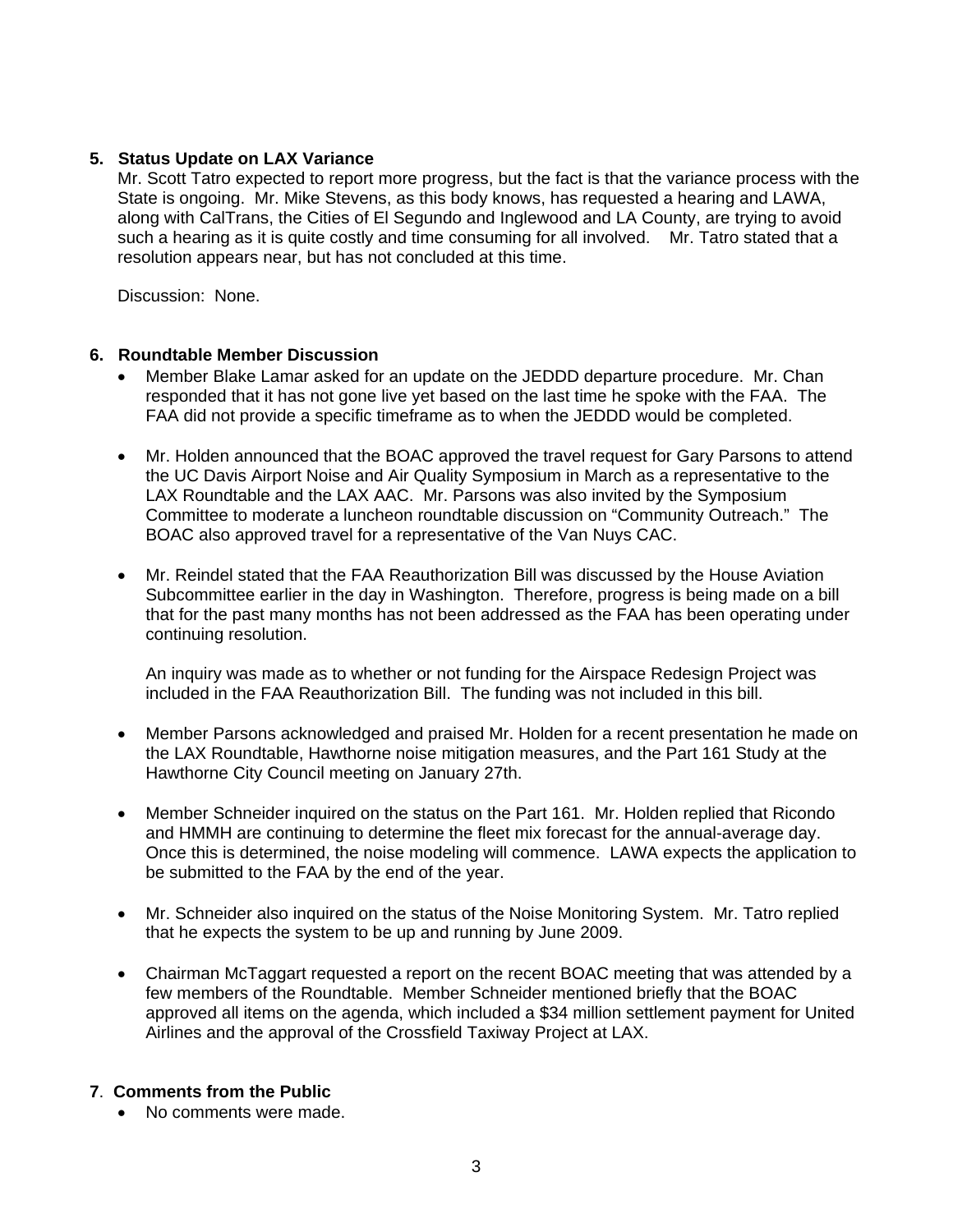**5. Status Update on LAX Variance**

Mr. Scott Tatro expected to report more progress, but the fact is that the variance process with the State is ongoing. Mr. Mike Stevens, as this body knows, has requested a hearing and LAWA, along with CalTrans, the Cities of El Segundo and Inglewood and LA County, are trying to avoid such a hearing as it is quite costly and time consuming for all involved. Mr. Tatro stated that a resolution appears near, but has not concluded at this time.

Discussion: None.

**6. Roundtable Member Discussion**

- Member Blake Lamar asked for an update on the JEDDD departure procedure. Mr. Chan responded that it has not gone live yet based on the last time he spoke with the FAA. The FAA did not provide a specific timeframe as to when the JEDDD would be completed.

- Mr. Holden announced that the BOAC approved the travel request for Gary Parsons to attend the UC Davis Airport Noise and Air Quality Symposium in March as a representative to the LAX Roundtable and the LAX AAC. Mr. Parsons was also invited by the Symposium Committee to moderate a luncheon roundtable discussion on "Community Outreach." The BOAC also approved travel for a representative of the Van Nuys CAC.

- Mr. Reindel stated that the FAA Reauthorization Bill was discussed by the House Aviation Subcommittee earlier in the day in Washington. Therefore, progress is being made on a bill that for the past many months has not been addressed as the FAA has been operating under continuing resolution.

  An inquiry was made as to whether or not funding for the Airspace Redesign Project was included in the FAA Reauthorization Bill. The funding was not included in this bill.

- Member Parsons acknowledged and praised Mr. Holden for a recent presentation he made on the LAX Roundtable, Hawthorne noise mitigation measures, and the Part 161 Study at the Hawthorne City Council meeting on January 27th.

- Member Schneider inquired on the status on the Part 161. Mr. Holden replied that Ricondo and HMMH are continuing to determine the fleet mix forecast for the annual-average day. Once this is determined, the noise modeling will commence. LAWA expects the application to be submitted to the FAA by the end of the year.

- Mr. Schneider also inquired on the status of the Noise Monitoring System. Mr. Tatro replied that he expects the system to be up and running by June 2009.

- Chairman McTaggart requested a report on the recent BOAC meeting that was attended by a few members of the Roundtable. Member Schneider mentioned briefly that the BOAC approved all items on the agenda, which included a $34 million settlement payment for United Airlines and the approval of the Crossfield Taxiway Project at LAX.

**7. Comments from the Public**

- No comments were made.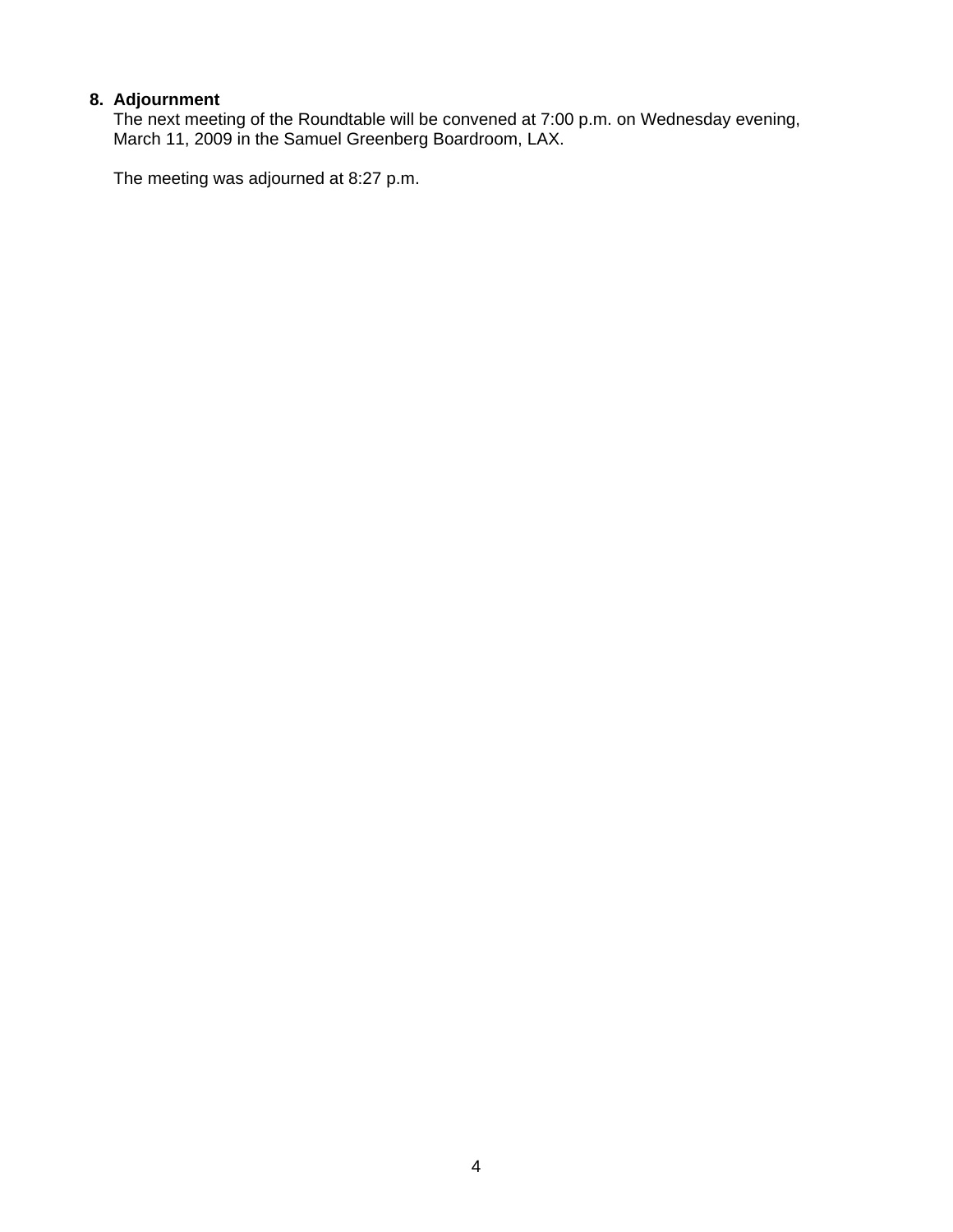**8. Adjournment**

The next meeting of the Roundtable will be convened at 7:00 p.m. on Wednesday evening, March 11, 2009 in the Samuel Greenberg Boardroom, LAX.

The meeting was adjourned at 8:27 p.m.